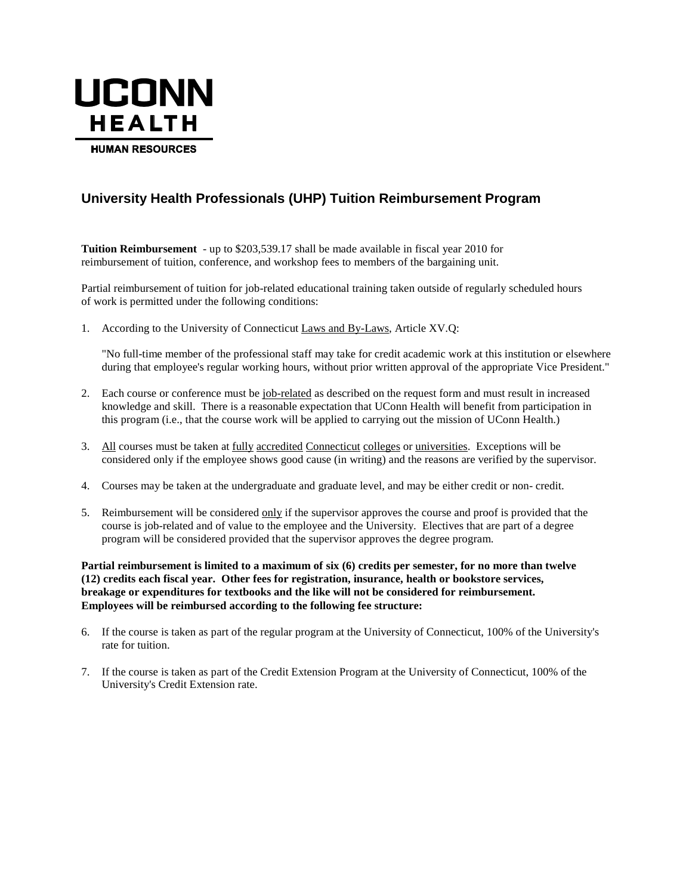# UCONN HEALTH

HUMAN RESOURCES

## University Health Professionals (UHP) Tuition Reimbursement Program

**Tuition Reimbursement** - up to $203,539.17 shall be made available in fiscal year 2010 for reimbursement of tuition, conference, and workshop fees to members of the bargaining unit.

Partial reimbursement of tuition for job-related educational training taken outside of regularly scheduled hours of work is permitted under the following conditions:

1. According to the University of Connecticut Laws and By-Laws, Article XV.Q:

   "No full-time member of the professional staff may take for credit academic work at this institution or elsewhere during that employee's regular working hours, without prior written approval of the appropriate Vice President."

2. Each course or conference must be job-related as described on the request form and must result in increased knowledge and skill. There is a reasonable expectation that UConn Health will benefit from participation in this program (i.e., that the course work will be applied to carrying out the mission of UConn Health.)

3. All courses must be taken at fully accredited Connecticut colleges or universities. Exceptions will be considered only if the employee shows good cause (in writing) and the reasons are verified by the supervisor.

4. Courses may be taken at the undergraduate and graduate level, and may be either credit or non- credit.

5. Reimbursement will be considered only if the supervisor approves the course and proof is provided that the course is job-related and of value to the employee and the University. Electives that are part of a degree program will be considered provided that the supervisor approves the degree program.

**Partial reimbursement is limited to a maximum of six (6) credits per semester, for no more than twelve (12) credits each fiscal year. Other fees for registration, insurance, health or bookstore services, breakage or expenditures for textbooks and the like will not be considered for reimbursement. Employees will be reimbursed according to the following fee structure:**

6. If the course is taken as part of the regular program at the University of Connecticut, 100% of the University's rate for tuition.

7. If the course is taken as part of the Credit Extension Program at the University of Connecticut, 100% of the University's Credit Extension rate.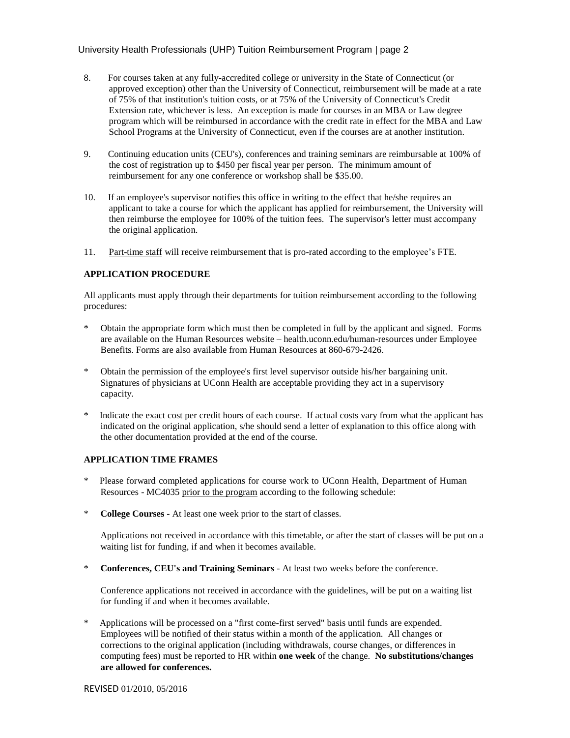8. For courses taken at any fully-accredited college or university in the State of Connecticut (or approved exception) other than the University of Connecticut, reimbursement will be made at a rate of 75% of that institution's tuition costs, or at 75% of the University of Connecticut's Credit Extension rate, whichever is less. An exception is made for courses in an MBA or Law degree program which will be reimbursed in accordance with the credit rate in effect for the MBA and Law School Programs at the University of Connecticut, even if the courses are at another institution.

9. Continuing education units (CEU's), conferences and training seminars are reimbursable at 100% of the cost of <u>registration</u> up to $450 per fiscal year per person. The minimum amount of reimbursement for any one conference or workshop shall be $35.00.

10. If an employee's supervisor notifies this office in writing to the effect that he/she requires an applicant to take a course for which the applicant has applied for reimbursement, the University will then reimburse the employee for 100% of the tuition fees. The supervisor's letter must accompany the original application.

11. <u>Part-time staff</u> will receive reimbursement that is pro-rated according to the employee's FTE.

**APPLICATION PROCEDURE**

All applicants must apply through their departments for tuition reimbursement according to the following procedures:

* Obtain the appropriate form which must then be completed in full by the applicant and signed. Forms are available on the Human Resources website – health.uconn.edu/human-resources under Employee Benefits. Forms are also available from Human Resources at 860-679-2426.

* Obtain the permission of the employee's first level supervisor outside his/her bargaining unit. Signatures of physicians at UConn Health are acceptable providing they act in a supervisory capacity.

* Indicate the exact cost per credit hours of each course. If actual costs vary from what the applicant has indicated on the original application, s/he should send a letter of explanation to this office along with the other documentation provided at the end of the course.

**APPLICATION TIME FRAMES**

* Please forward completed applications for course work to UConn Health, Department of Human Resources - MC4035 <u>prior to the program</u> according to the following schedule:

* **College Courses** - At least one week prior to the start of classes.

  Applications not received in accordance with this timetable, or after the start of classes will be put on a waiting list for funding, if and when it becomes available.

* **Conferences, CEU's and Training Seminars** - At least two weeks before the conference.

  Conference applications not received in accordance with the guidelines, will be put on a waiting list for funding if and when it becomes available.

* Applications will be processed on a "first come-first served" basis until funds are expended. Employees will be notified of their status within a month of the application. All changes or corrections to the original application (including withdrawals, course changes, or differences in computing fees) must be reported to HR within **one week** of the change. **No substitutions/changes are allowed for conferences.**

REVISED 01/2010, 05/2016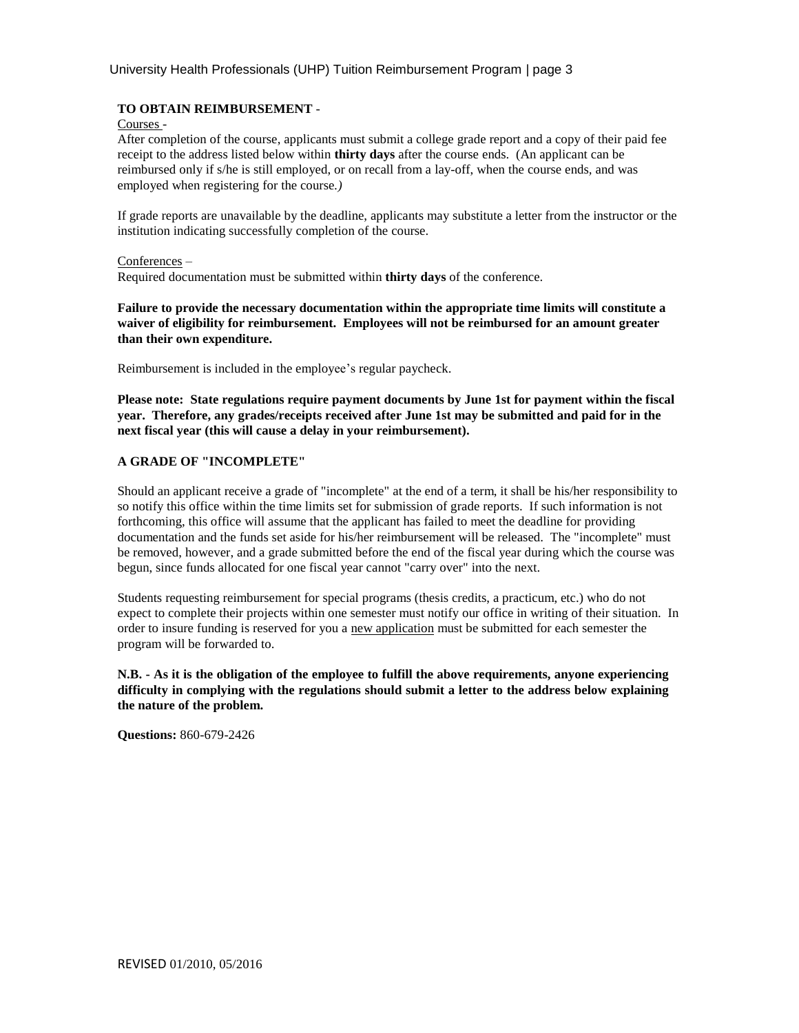**TO OBTAIN REIMBURSEMENT** -

Courses -

After completion of the course, applicants must submit a college grade report and a copy of their paid fee receipt to the address listed below within **thirty days** after the course ends. (An applicant can be reimbursed only if s/he is still employed, or on recall from a lay-off, when the course ends, and was employed when registering for the course.*)*

If grade reports are unavailable by the deadline, applicants may substitute a letter from the instructor or the institution indicating successfully completion of the course.

Conferences –

Required documentation must be submitted within **thirty days** of the conference.

**Failure to provide the necessary documentation within the appropriate time limits will constitute a waiver of eligibility for reimbursement. Employees will not be reimbursed for an amount greater than their own expenditure.**

Reimbursement is included in the employee's regular paycheck.

**Please note: State regulations require payment documents by June 1st for payment within the fiscal year. Therefore, any grades/receipts received after June 1st may be submitted and paid for in the next fiscal year (this will cause a delay in your reimbursement).**

**A GRADE OF "INCOMPLETE"**

Should an applicant receive a grade of "incomplete" at the end of a term, it shall be his/her responsibility to so notify this office within the time limits set for submission of grade reports. If such information is not forthcoming, this office will assume that the applicant has failed to meet the deadline for providing documentation and the funds set aside for his/her reimbursement will be released. The "incomplete" must be removed, however, and a grade submitted before the end of the fiscal year during which the course was begun, since funds allocated for one fiscal year cannot "carry over" into the next.

Students requesting reimbursement for special programs (thesis credits, a practicum, etc.) who do not expect to complete their projects within one semester must notify our office in writing of their situation. In order to insure funding is reserved for you a new application must be submitted for each semester the program will be forwarded to.

**N.B. - As it is the obligation of the employee to fulfill the above requirements, anyone experiencing difficulty in complying with the regulations should submit a letter to the address below explaining the nature of the problem.**

**Questions:** 860-679-2426

REVISED 01/2010, 05/2016